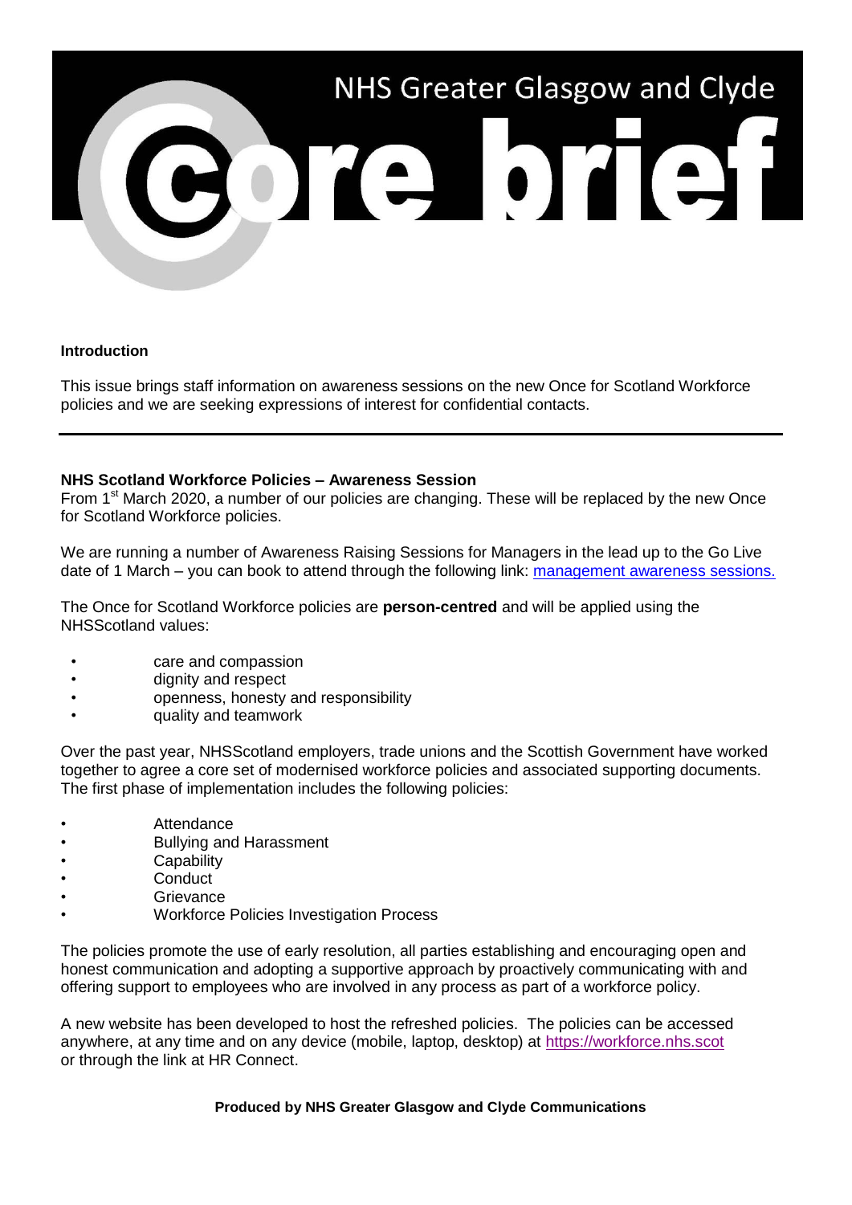# NHS Greater Glasgow and Clyde

# core brief

**Introduction**

This issue brings staff information on awareness sessions on the new Once for Scotland Workforce policies and we are seeking expressions of interest for confidential contacts.

---

**NHS Scotland Workforce Policies – Awareness Session**

From 1st March 2020, a number of our policies are changing. These will be replaced by the new Once for Scotland Workforce policies.

We are running a number of Awareness Raising Sessions for Managers in the lead up to the Go Live date of 1 March – you can book to attend through the following link: management awareness sessions.

The Once for Scotland Workforce policies are **person-centred** and will be applied using the NHSScotland values:

- care and compassion
- dignity and respect
- openness, honesty and responsibility
- quality and teamwork

Over the past year, NHSScotland employers, trade unions and the Scottish Government have worked together to agree a core set of modernised workforce policies and associated supporting documents. The first phase of implementation includes the following policies:

- Attendance
- Bullying and Harassment
- Capability
- Conduct
- Grievance
- Workforce Policies Investigation Process

The policies promote the use of early resolution, all parties establishing and encouraging open and honest communication and adopting a supportive approach by proactively communicating with and offering support to employees who are involved in any process as part of a workforce policy.

A new website has been developed to host the refreshed policies. The policies can be accessed anywhere, at any time and on any device (mobile, laptop, desktop) at https://workforce.nhs.scot or through the link at HR Connect.

**Produced by NHS Greater Glasgow and Clyde Communications**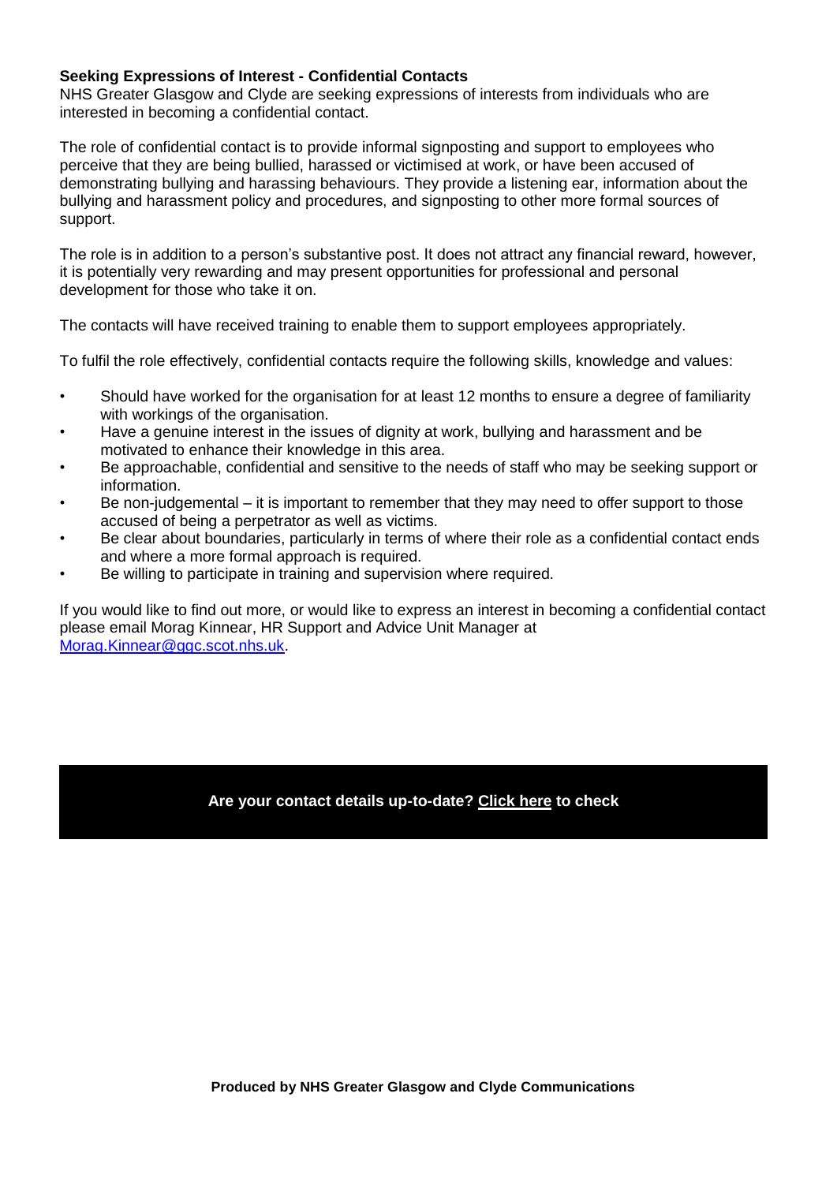**Seeking Expressions of Interest - Confidential Contacts**

NHS Greater Glasgow and Clyde are seeking expressions of interests from individuals who are interested in becoming a confidential contact.

The role of confidential contact is to provide informal signposting and support to employees who perceive that they are being bullied, harassed or victimised at work, or have been accused of demonstrating bullying and harassing behaviours. They provide a listening ear, information about the bullying and harassment policy and procedures, and signposting to other more formal sources of support.

The role is in addition to a person's substantive post. It does not attract any financial reward, however, it is potentially very rewarding and may present opportunities for professional and personal development for those who take it on.

The contacts will have received training to enable them to support employees appropriately.

To fulfil the role effectively, confidential contacts require the following skills, knowledge and values:

- Should have worked for the organisation for at least 12 months to ensure a degree of familiarity with workings of the organisation.
- Have a genuine interest in the issues of dignity at work, bullying and harassment and be motivated to enhance their knowledge in this area.
- Be approachable, confidential and sensitive to the needs of staff who may be seeking support or information.
- Be non-judgemental – it is important to remember that they may need to offer support to those accused of being a perpetrator as well as victims.
- Be clear about boundaries, particularly in terms of where their role as a confidential contact ends and where a more formal approach is required.
- Be willing to participate in training and supervision where required.

If you would like to find out more, or would like to express an interest in becoming a confidential contact please email Morag Kinnear, HR Support and Advice Unit Manager at Morag.Kinnear@ggc.scot.nhs.uk.

**Are your contact details up-to-date? Click here to check**

**Produced by NHS Greater Glasgow and Clyde Communications**